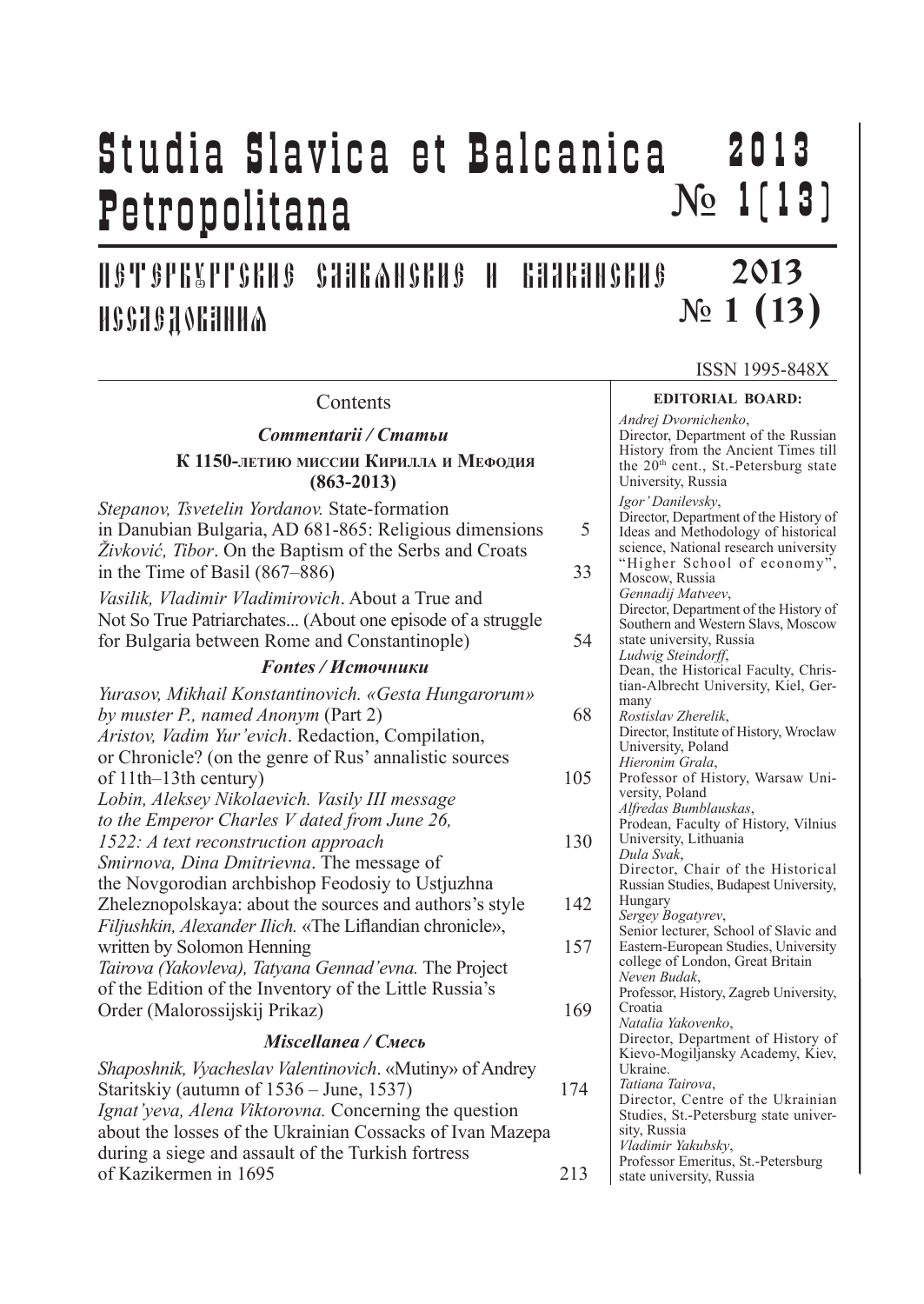# Studia Slavica et Balcanica Petropolitana

2013 № 1(13)

## Петербургские славянские и балканские исследования

2013 № 1 (13)

ISSN 1995-848X

## Contents

### *Commentarii / Статьи*

**К 1150-летию миссии Кирилла и Мефодия (863-2013)**

| | |
|---|---|
| *Stepanov, Tsvetelin Yordanov.* State-formation in Danubian Bulgaria, AD 681-865: Religious dimensions | 5 |
| *Živković, Tibor.* On the Baptism of the Serbs and Croats in the Time of Basil (867–886) | 33 |
| *Vasilik, Vladimir Vladimirovich.* About a True and Not So True Patriarchates... (About one episode of a struggle for Bulgaria between Rome and Constantinople) | 54 |

### *Fontes / Источники*

| | |
|---|---|
| *Yurasov, Mikhail Konstantinovich.* «Gesta Hungarorum» by muster P., named Anonym (Part 2) | 68 |
| *Aristov, Vadim Yur'evich.* Redaction, Compilation, or Chronicle? (on the genre of Rus' annalistic sources of 11th–13th century) | 105 |
| *Lobin, Aleksey Nikolaevich.* Vasily III message to the Emperor Charles V dated from June 26, 1522: A text reconstruction approach | 130 |
| *Smirnova, Dina Dmitrievna.* The message of the Novgorodian archbishop Feodosiy to Ustjuzhna Zheleznopolskaya: about the sources and authors's style | 142 |
| *Filjushkin, Alexander Ilich.* «The Liflandian chronicle», written by Solomon Henning | 157 |
| *Tairova (Yakovleva), Tatyana Gennad'evna.* The Project of the Edition of the Inventory of the Little Russia's Order (Malorossijskij Prikaz) | 169 |

### *Miscellanea / Смесь*

| | |
|---|---|
| *Shaposhnik, Vyacheslav Valentinovich.* «Mutiny» of Andrey Staritskiy (autumn of 1536 – June, 1537) | 174 |
| *Ignat'yeva, Alena Viktorovna.* Concerning the question about the losses of the Ukrainian Cossacks of Ivan Mazepa during a siege and assault of the Turkish fortress of Kazikermen in 1695 | 213 |

## EDITORIAL BOARD:

*Andrej Dvornichenko*, Director, Department of the Russian History from the Ancient Times till the 20th cent., St.-Petersburg state University, Russia

*Igor' Danilevsky*, Director, Department of the History of Ideas and Methodology of historical science, National research university "Higher School of economy", Moscow, Russia

*Gennadij Matveev*, Director, Department of the History of Southern and Western Slavs, Moscow state university, Russia

*Ludwig Steindorff*, Dean, the Historical Faculty, Christian-Albrecht University, Kiel, Germany

*Rostislav Zherelik*, Director, Institute of History, Wroclaw University, Poland

*Hieronim Grala*, Professor of History, Warsaw University, Poland

*Alfredas Bumblauskas*, Prodean, Faculty of History, Vilnius University, Lithuania

*Dula Svak*, Director, Chair of the Historical Russian Studies, Budapest University, Hungary

*Sergey Bogatyrev*, Senior lecturer, School of Slavic and Eastern-European Studies, University college of London, Great Britain

*Neven Budak*, Professor, History, Zagreb University, Croatia

*Natalia Yakovenko*, Director, Department of History of Kievo-Mogiljansky Academy, Kiev, Ukraine.

*Tatiana Tairova*, Director, Centre of the Ukrainian Studies, St.-Petersburg state university, Russia

*Vladimir Yakubsky*, Professor Emeritus, St.-Petersburg state university, Russia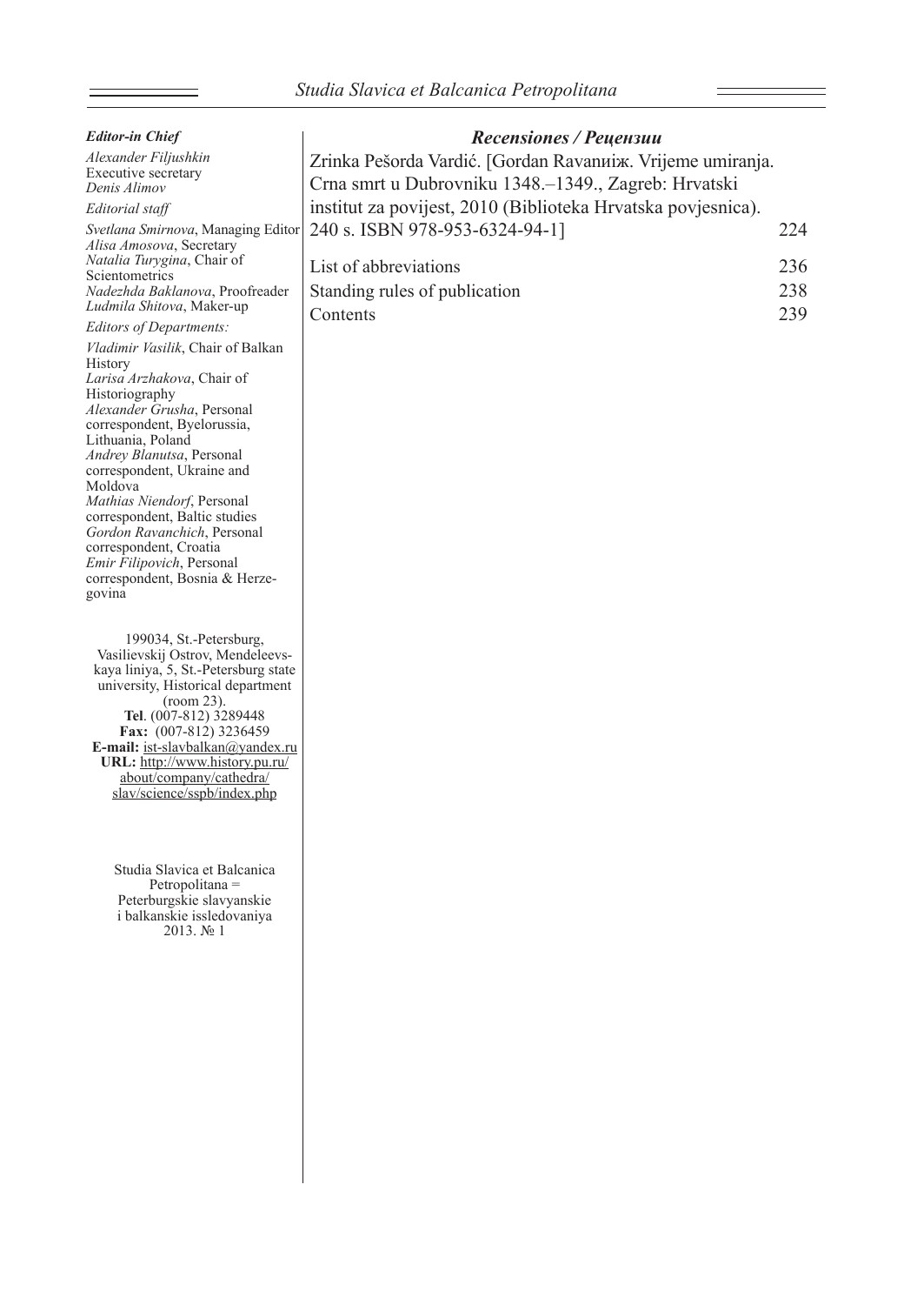***Editor-in Chief***

*Alexander Filjushkin*
Executive secretary
*Denis Alimov*

*Editorial staff*

*Svetlana Smirnova*, Managing Editor
*Alisa Amosova*, Secretary
*Natalia Turygina*, Chair of Scientometrics
*Nadezhda Baklanova*, Proofreader
*Ludmila Shitova*, Maker-up

*Editors of Departments:*

*Vladimir Vasilik*, Chair of Balkan History
*Larisa Arzhakova*, Chair of Historiography
*Alexander Grusha*, Personal correspondent, Byelorussia, Lithuania, Poland
*Andrey Blanutsa*, Personal correspondent, Ukraine and Moldova
*Mathias Niendorf*, Personal correspondent, Baltic studies
*Gordon Ravanchich*, Personal correspondent, Croatia
*Emir Filipovich*, Personal correspondent, Bosnia & Herzegovina

199034, St.-Petersburg, Vasilievskij Ostrov, Mendeleevskaya liniya, 5, St.-Petersburg state university, Historical department (room 23).
**Tel**. (007-812) 3289448
**Fax:** (007-812) 3236459
**E-mail:** ist-slavbalkan@yandex.ru
**URL:** http://www.history.pu.ru/about/company/cathedra/slav/science/sspb/index.php

Studia Slavica et Balcanica Petropolitana = Peterburgskie slavyanskie i balkanskie issledovaniya
2013. № 1

## *Recensiones / Рецензии*

Zrinka Pešorda Vardić. [Gordan Ravanиiж. Vrijeme umiranja. Crna smrt u Dubrovniku 1348.–1349., Zagreb: Hrvatski institut za povijest, 2010 (Biblioteka Hrvatska povjesnica). 240 s. ISBN 978-953-6324-94-1] 224

List of abbreviations 236

Standing rules of publication 238

Contents 239